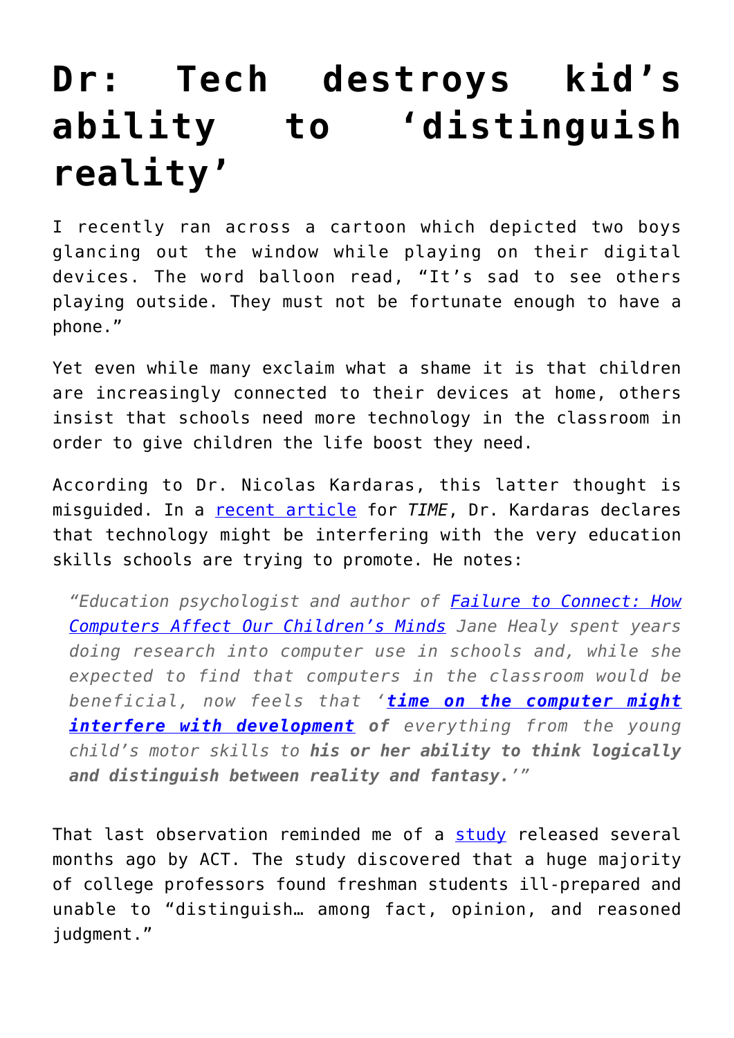# Dr: Tech destroys kid's ability to 'distinguish reality'

I recently ran across a cartoon which depicted two boys glancing out the window while playing on their digital devices. The word balloon read, "It's sad to see others playing outside. They must not be fortunate enough to have a phone."

Yet even while many exclaim what a shame it is that children are increasingly connected to their devices at home, others insist that schools need more technology in the classroom in order to give children the life boost they need.

According to Dr. Nicolas Kardaras, this latter thought is misguided. In a recent article for *TIME*, Dr. Kardaras declares that technology might be interfering with the very education skills schools are trying to promote. He notes:

> *"Education psychologist and author of Failure to Connect: How Computers Affect Our Children's Minds Jane Healy spent years doing research into computer use in schools and, while she expected to find that computers in the classroom would be beneficial, now feels that '**time on the computer might interfere with development of** everything from the young child's motor skills to **his or her ability to think logically and distinguish between reality and fantasy.**'"*

That last observation reminded me of a study released several months ago by ACT. The study discovered that a huge majority of college professors found freshman students ill-prepared and unable to "distinguish… among fact, opinion, and reasoned judgment."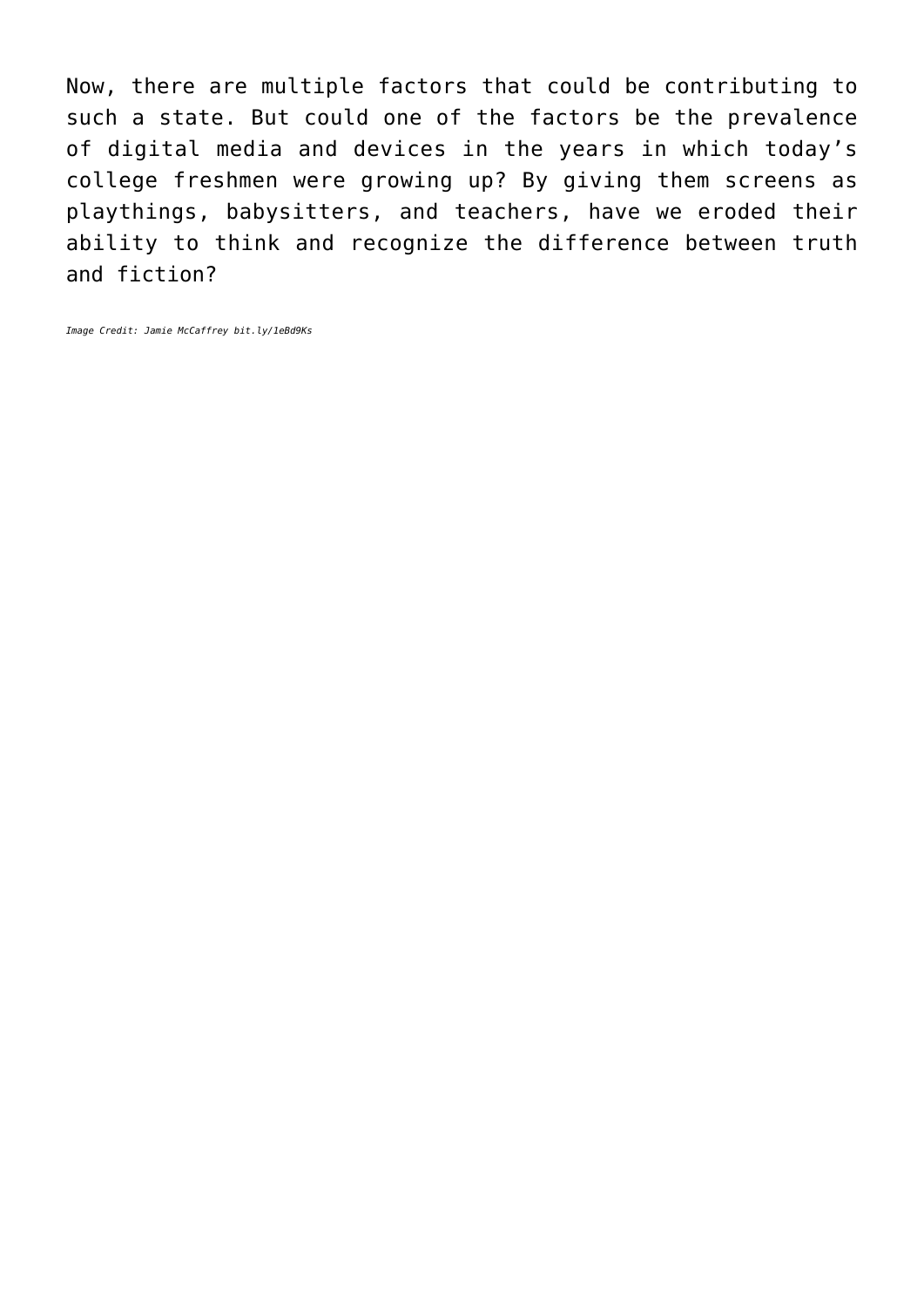Now, there are multiple factors that could be contributing to such a state. But could one of the factors be the prevalence of digital media and devices in the years in which today's college freshmen were growing up? By giving them screens as playthings, babysitters, and teachers, have we eroded their ability to think and recognize the difference between truth and fiction?

*Image Credit: Jamie McCaffrey bit.ly/1eBd9Ks*